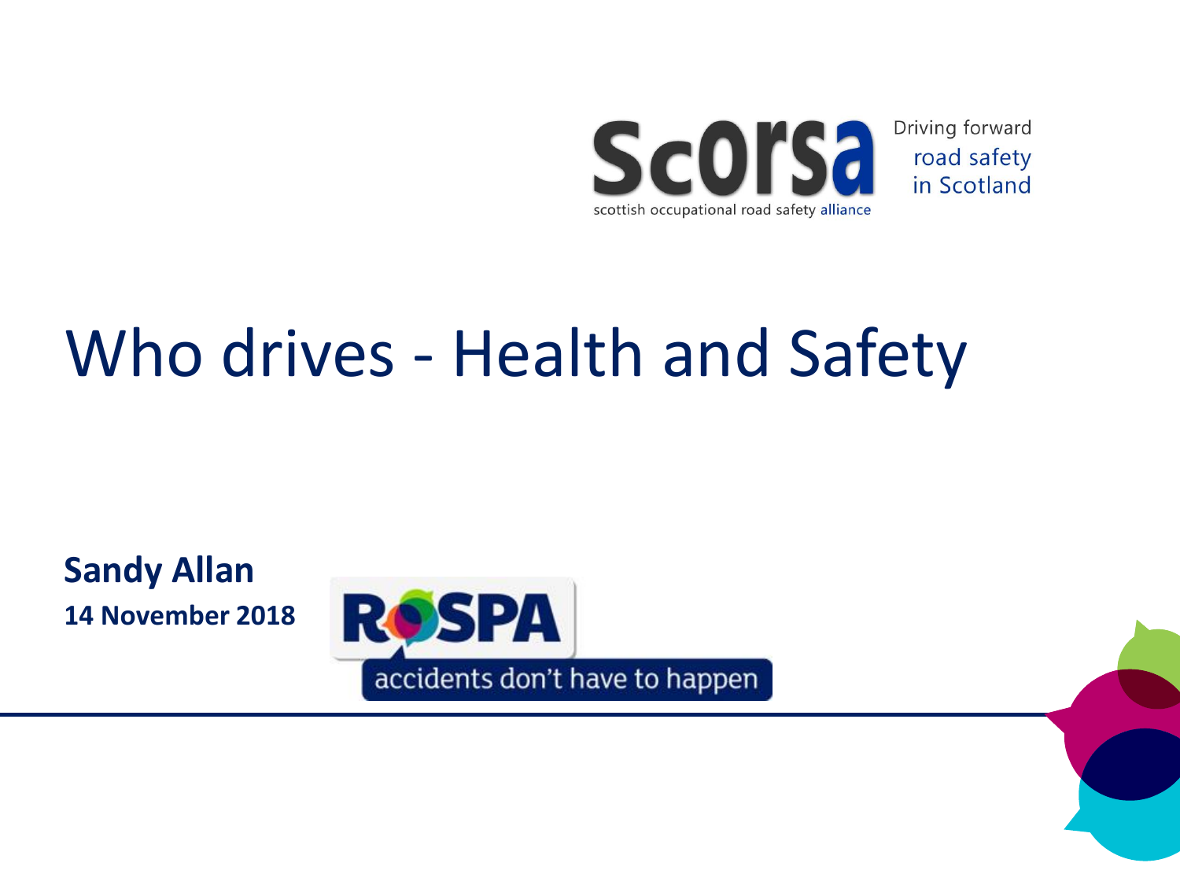ScOrSa

scottish occupational road safety alliance

Driving forward road safety in Scotland

# Who drives - Health and Safety

**Sandy Allan**

**14 November 2018**

RoSPA

accidents don't have to happen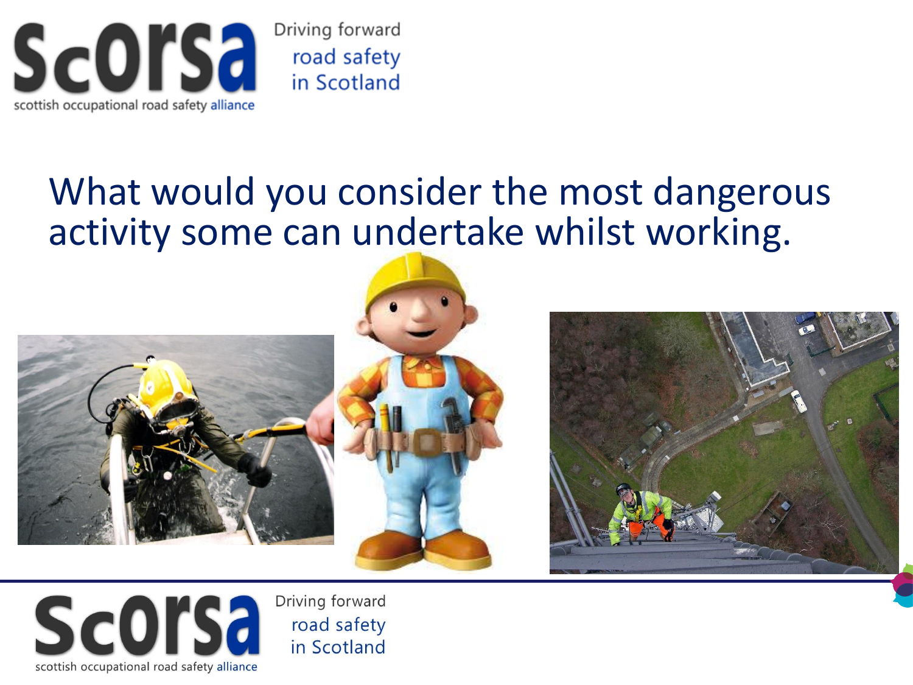# What would you consider the most dangerous activity some can undertake whilst working.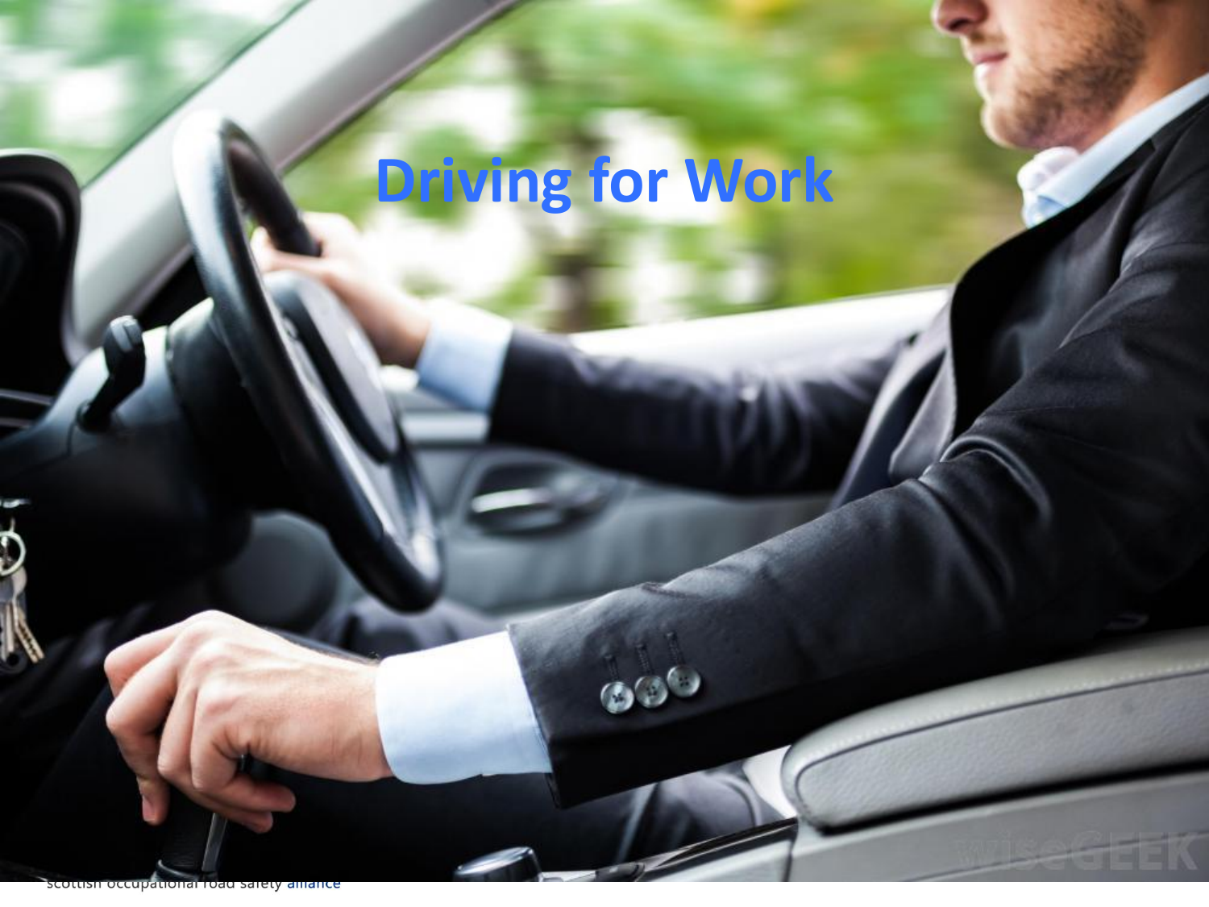# Driving for Work

scottish occupational road safety alliance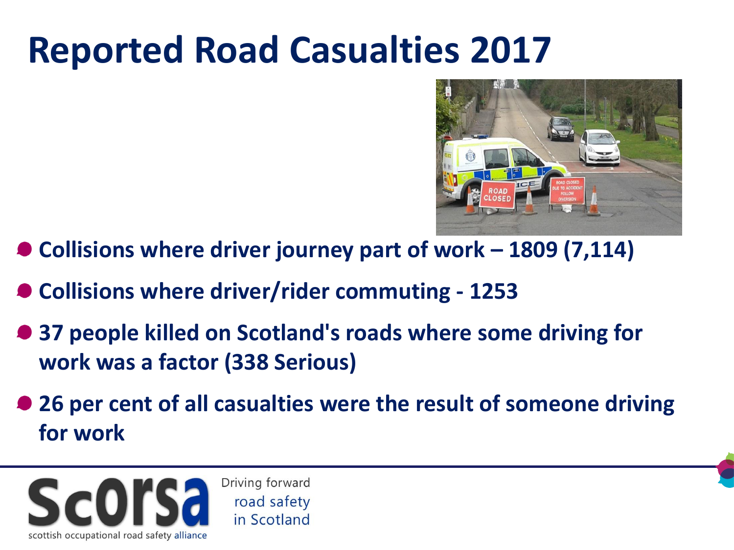# Reported Road Casualties 2017

- **Collisions where driver journey part of work – 1809 (7,114)**
- **Collisions where driver/rider commuting - 1253**
- **37 people killed on Scotland's roads where some driving for work was a factor (338 Serious)**
- **26 per cent of all casualties were the result of someone driving for work**

ScORSA scottish occupational road safety alliance

Driving forward road safety in Scotland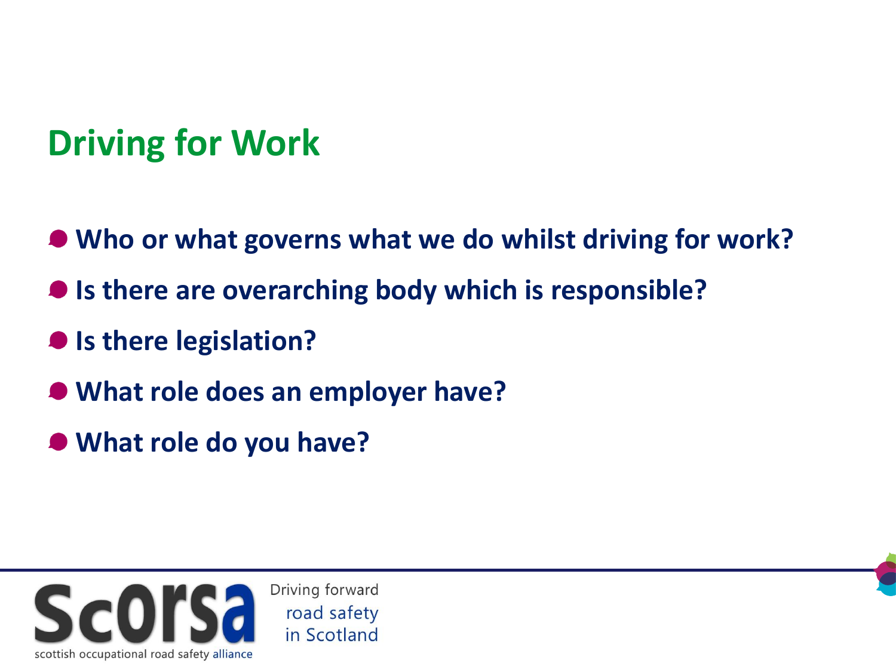# Driving for Work

- **Who or what governs what we do whilst driving for work?**
- **Is there are overarching body which is responsible?**
- **Is there legislation?**
- **What role does an employer have?**
- **What role do you have?**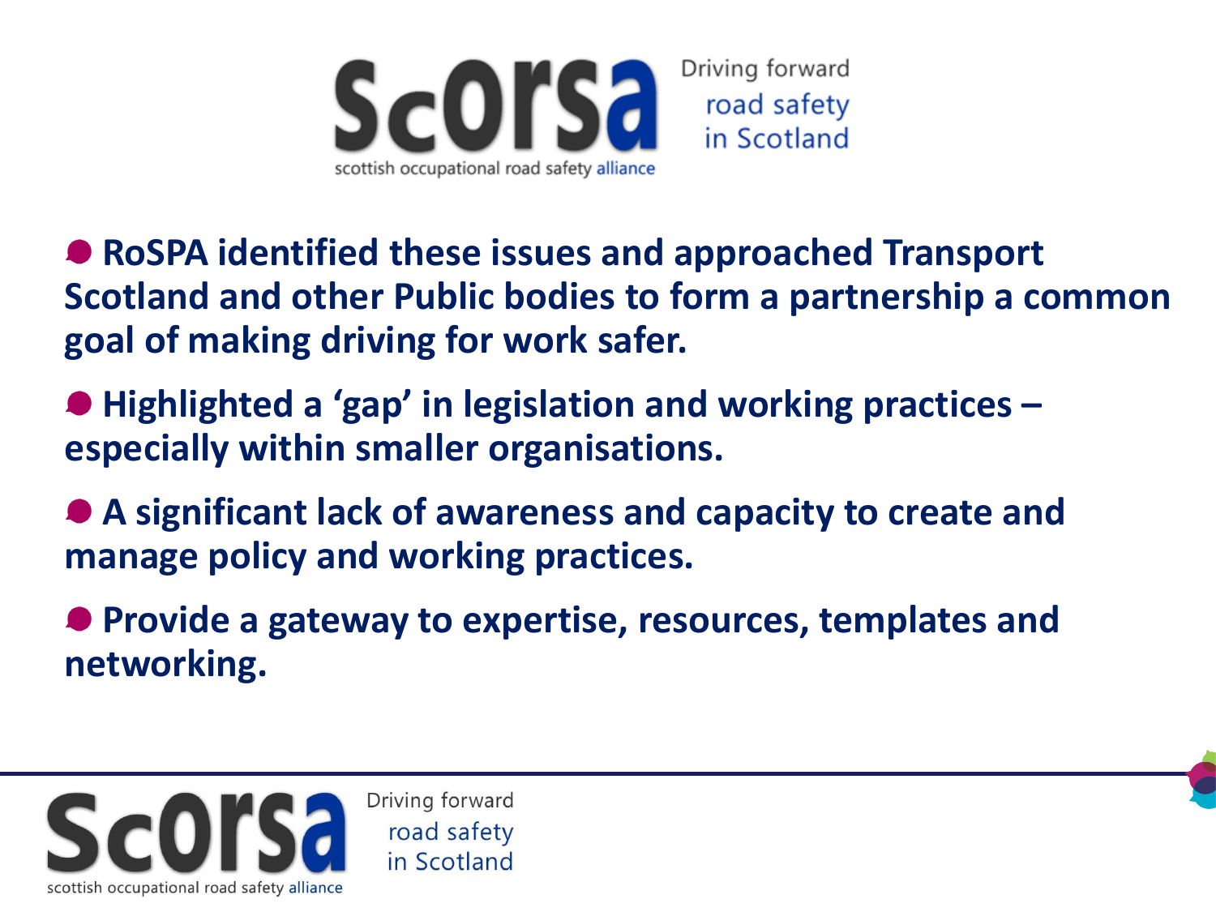- **RoSPA identified these issues and approached Transport Scotland and other Public bodies to form a partnership a common goal of making driving for work safer.**
- **Highlighted a 'gap' in legislation and working practices – especially within smaller organisations.**
- **A significant lack of awareness and capacity to create and manage policy and working practices.**
- **Provide a gateway to expertise, resources, templates and networking.**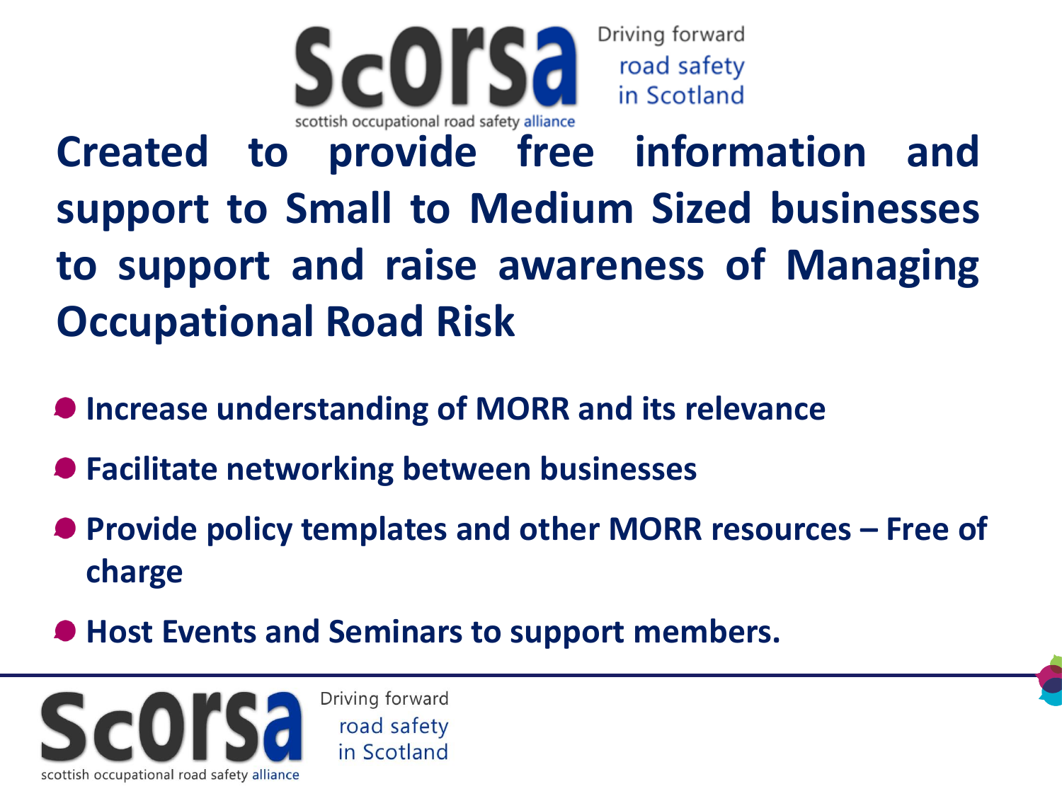**Created to provide free information and support to Small to Medium Sized businesses to support and raise awareness of Managing Occupational Road Risk**

- **Increase understanding of MORR and its relevance**
- **Facilitate networking between businesses**
- **Provide policy templates and other MORR resources – Free of charge**
- **Host Events and Seminars to support members.**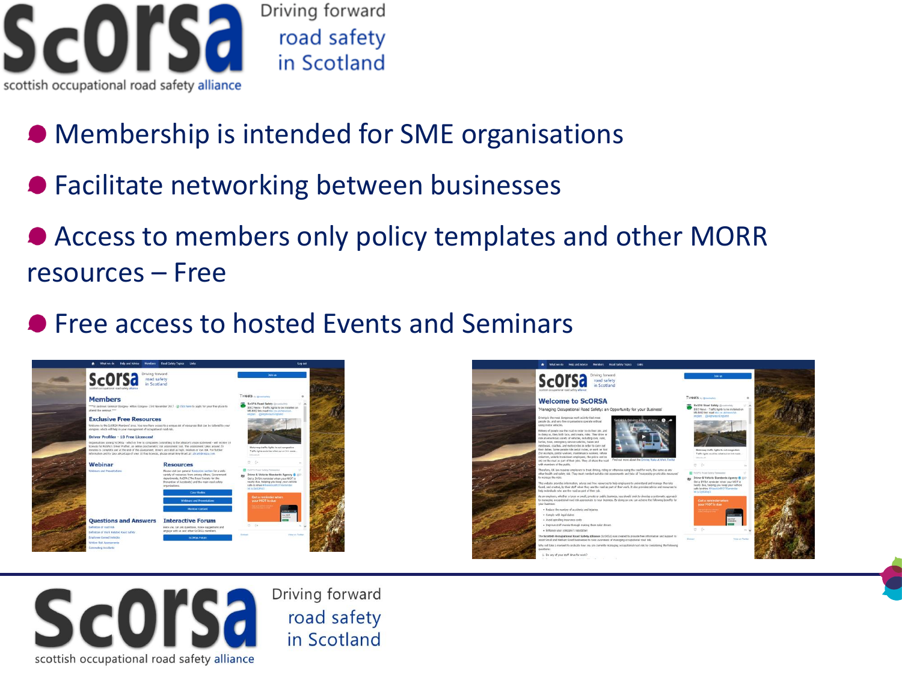- Membership is intended for SME organisations
- Facilitate networking between businesses
- Access to members only policy templates and other MORR resources – Free
- Free access to hosted Events and Seminars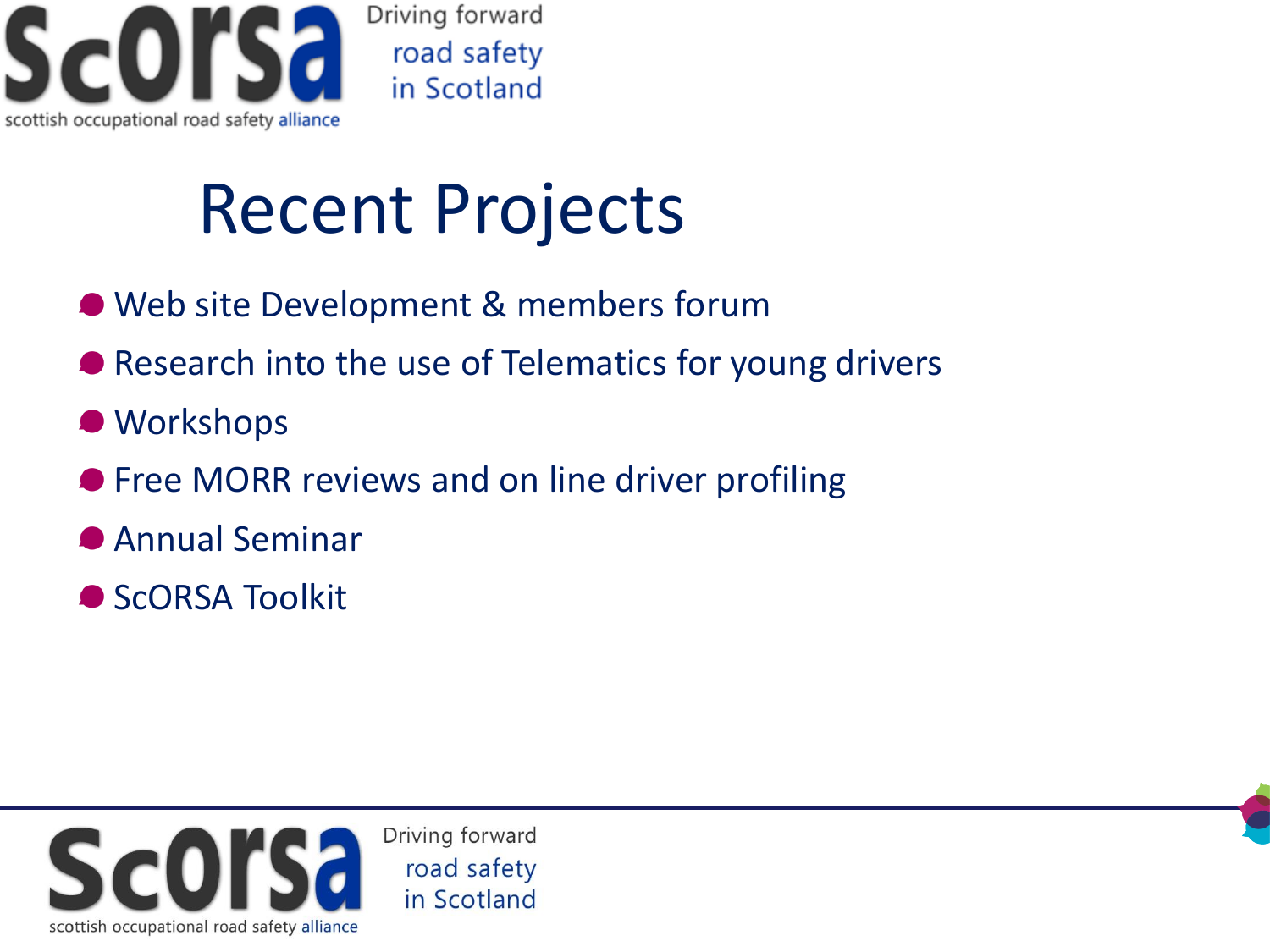# Recent Projects

- Web site Development & members forum
- Research into the use of Telematics for young drivers
- Workshops
- Free MORR reviews and on line driver profiling
- Annual Seminar
- ScORSA Toolkit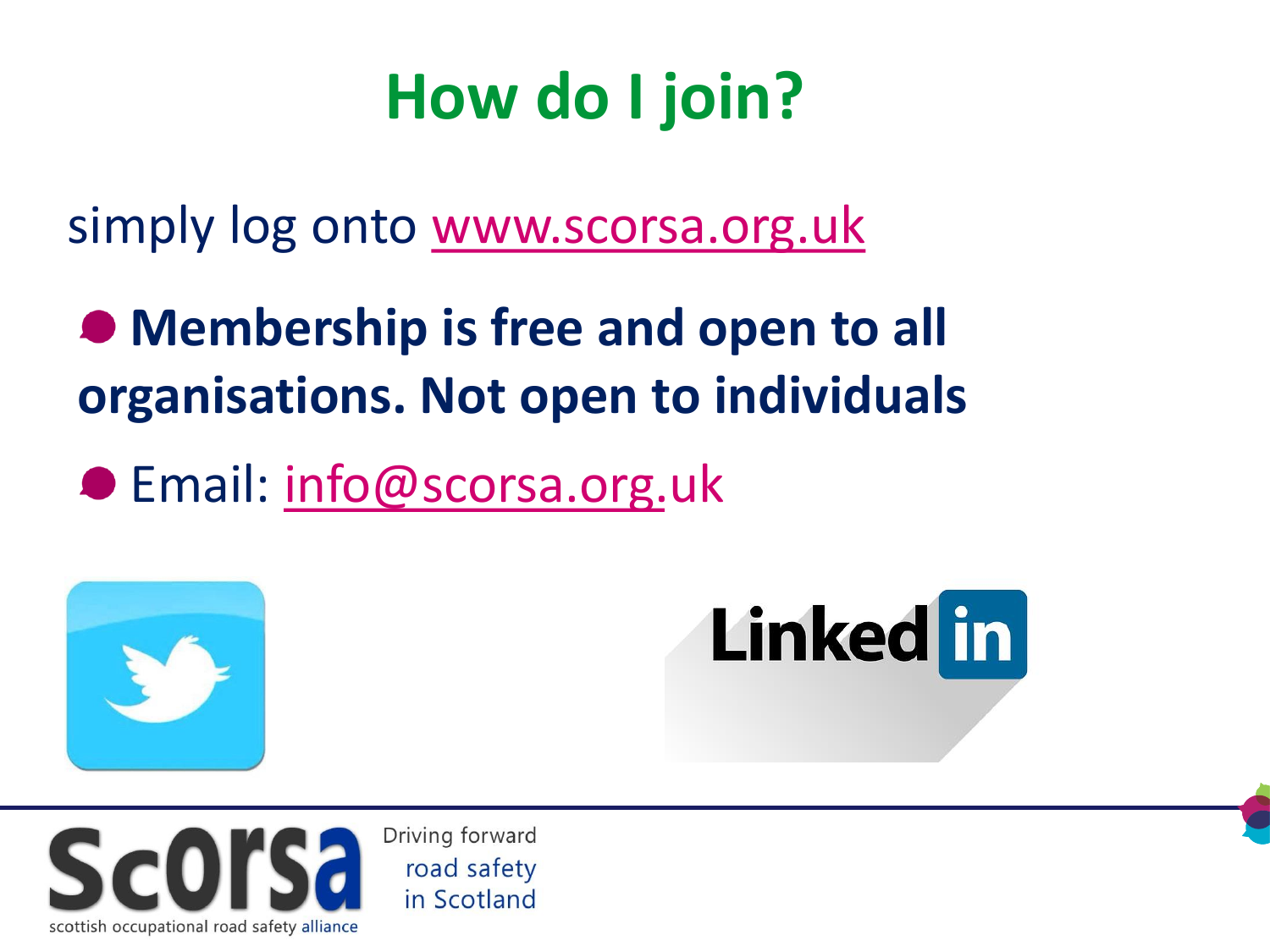# How do I join?

simply log onto www.scorsa.org.uk

- **Membership is free and open to all organisations. Not open to individuals**
- Email: info@scorsa.org.uk

ScOrsa

scottish occupational road safety alliance

Driving forward road safety in Scotland